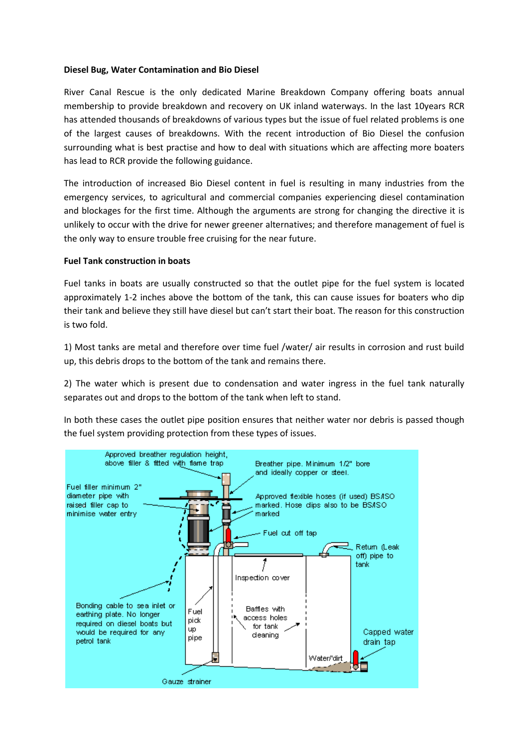**Diesel Bug, Water Contamination and Bio Diesel**

River Canal Rescue is the only dedicated Marine Breakdown Company offering boats annual membership to provide breakdown and recovery on UK inland waterways. In the last 10years RCR has attended thousands of breakdowns of various types but the issue of fuel related problems is one of the largest causes of breakdowns. With the recent introduction of Bio Diesel the confusion surrounding what is best practise and how to deal with situations which are affecting more boaters has lead to RCR provide the following guidance.

The introduction of increased Bio Diesel content in fuel is resulting in many industries from the emergency services, to agricultural and commercial companies experiencing diesel contamination and blockages for the first time. Although the arguments are strong for changing the directive it is unlikely to occur with the drive for newer greener alternatives; and therefore management of fuel is the only way to ensure trouble free cruising for the near future.

**Fuel Tank construction in boats**

Fuel tanks in boats are usually constructed so that the outlet pipe for the fuel system is located approximately 1-2 inches above the bottom of the tank, this can cause issues for boaters who dip their tank and believe they still have diesel but can't start their boat. The reason for this construction is two fold.

1) Most tanks are metal and therefore over time fuel /water/ air results in corrosion and rust build up, this debris drops to the bottom of the tank and remains there.

2) The water which is present due to condensation and water ingress in the fuel tank naturally separates out and drops to the bottom of the tank when left to stand.

In both these cases the outlet pipe position ensures that neither water nor debris is passed though the fuel system providing protection from these types of issues.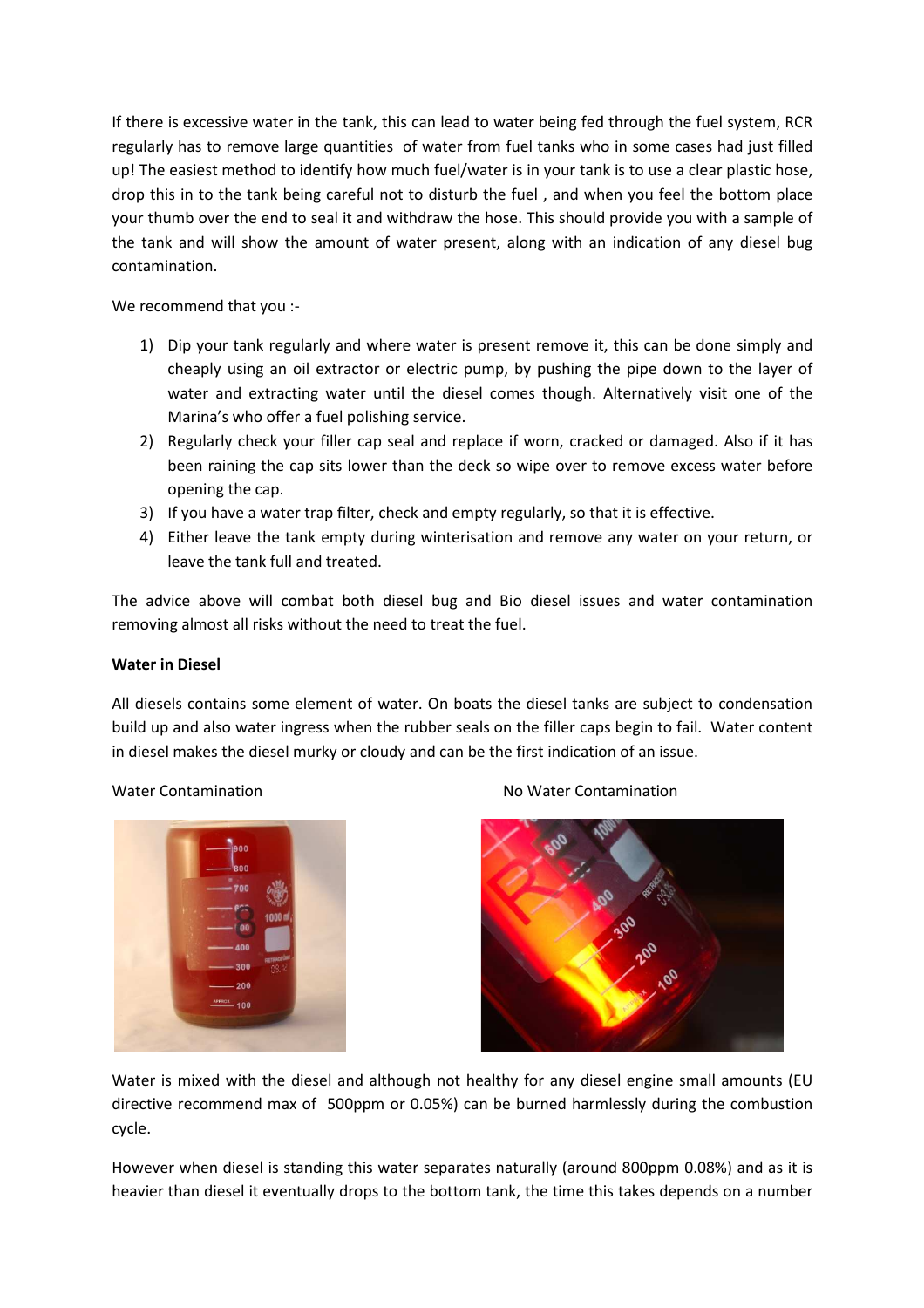If there is excessive water in the tank, this can lead to water being fed through the fuel system, RCR regularly has to remove large quantities of water from fuel tanks who in some cases had just filled up! The easiest method to identify how much fuel/water is in your tank is to use a clear plastic hose, drop this in to the tank being careful not to disturb the fuel , and when you feel the bottom place your thumb over the end to seal it and withdraw the hose. This should provide you with a sample of the tank and will show the amount of water present, along with an indication of any diesel bug contamination.

We recommend that you :-

1) Dip your tank regularly and where water is present remove it, this can be done simply and cheaply using an oil extractor or electric pump, by pushing the pipe down to the layer of water and extracting water until the diesel comes though. Alternatively visit one of the Marina's who offer a fuel polishing service.
2) Regularly check your filler cap seal and replace if worn, cracked or damaged. Also if it has been raining the cap sits lower than the deck so wipe over to remove excess water before opening the cap.
3) If you have a water trap filter, check and empty regularly, so that it is effective.
4) Either leave the tank empty during winterisation and remove any water on your return, or leave the tank full and treated.

The advice above will combat both diesel bug and Bio diesel issues and water contamination removing almost all risks without the need to treat the fuel.

**Water in Diesel**

All diesels contains some element of water. On boats the diesel tanks are subject to condensation build up and also water ingress when the rubber seals on the filler caps begin to fail. Water content in diesel makes the diesel murky or cloudy and can be the first indication of an issue.

Water Contamination

No Water Contamination

Water is mixed with the diesel and although not healthy for any diesel engine small amounts (EU directive recommend max of 500ppm or 0.05%) can be burned harmlessly during the combustion cycle.

However when diesel is standing this water separates naturally (around 800ppm 0.08%) and as it is heavier than diesel it eventually drops to the bottom tank, the time this takes depends on a number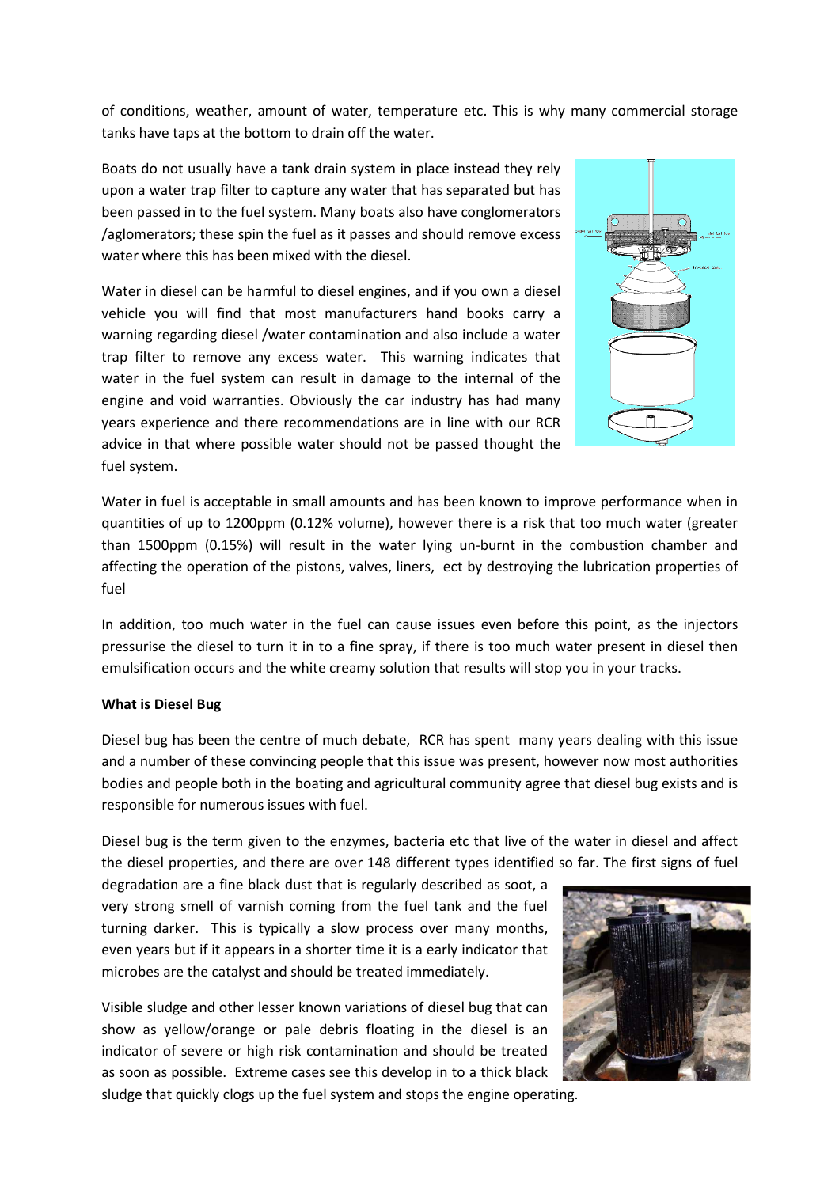of conditions, weather, amount of water, temperature etc. This is why many commercial storage tanks have taps at the bottom to drain off the water.

Boats do not usually have a tank drain system in place instead they rely upon a water trap filter to capture any water that has separated but has been passed in to the fuel system. Many boats also have conglomerators /aglomerators; these spin the fuel as it passes and should remove excess water where this has been mixed with the diesel.

Water in diesel can be harmful to diesel engines, and if you own a diesel vehicle you will find that most manufacturers hand books carry a warning regarding diesel /water contamination and also include a water trap filter to remove any excess water. This warning indicates that water in the fuel system can result in damage to the internal of the engine and void warranties. Obviously the car industry has had many years experience and there recommendations are in line with our RCR advice in that where possible water should not be passed thought the fuel system.

Water in fuel is acceptable in small amounts and has been known to improve performance when in quantities of up to 1200ppm (0.12% volume), however there is a risk that too much water (greater than 1500ppm (0.15%) will result in the water lying un-burnt in the combustion chamber and affecting the operation of the pistons, valves, liners, ect by destroying the lubrication properties of fuel

In addition, too much water in the fuel can cause issues even before this point, as the injectors pressurise the diesel to turn it in to a fine spray, if there is too much water present in diesel then emulsification occurs and the white creamy solution that results will stop you in your tracks.

**What is Diesel Bug**

Diesel bug has been the centre of much debate, RCR has spent many years dealing with this issue and a number of these convincing people that this issue was present, however now most authorities bodies and people both in the boating and agricultural community agree that diesel bug exists and is responsible for numerous issues with fuel.

Diesel bug is the term given to the enzymes, bacteria etc that live of the water in diesel and affect the diesel properties, and there are over 148 different types identified so far. The first signs of fuel degradation are a fine black dust that is regularly described as soot, a very strong smell of varnish coming from the fuel tank and the fuel turning darker. This is typically a slow process over many months, even years but if it appears in a shorter time it is a early indicator that microbes are the catalyst and should be treated immediately.

Visible sludge and other lesser known variations of diesel bug that can show as yellow/orange or pale debris floating in the diesel is an indicator of severe or high risk contamination and should be treated as soon as possible. Extreme cases see this develop in to a thick black sludge that quickly clogs up the fuel system and stops the engine operating.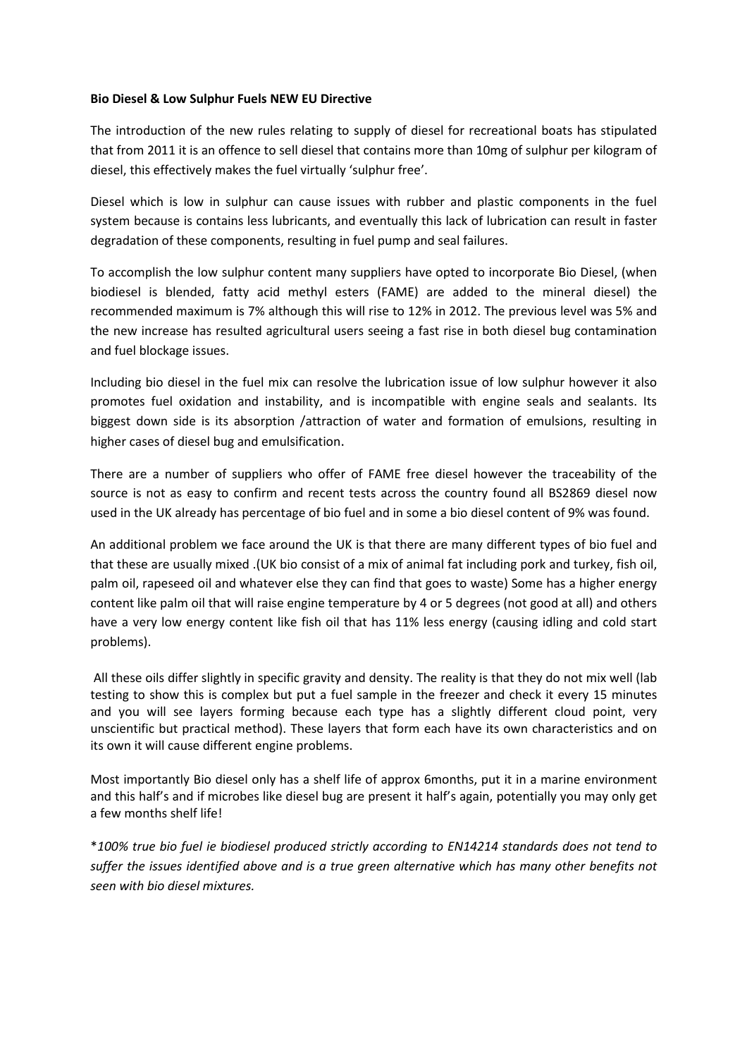**Bio Diesel & Low Sulphur Fuels NEW EU Directive**

The introduction of the new rules relating to supply of diesel for recreational boats has stipulated that from 2011 it is an offence to sell diesel that contains more than 10mg of sulphur per kilogram of diesel, this effectively makes the fuel virtually 'sulphur free'.

Diesel which is low in sulphur can cause issues with rubber and plastic components in the fuel system because is contains less lubricants, and eventually this lack of lubrication can result in faster degradation of these components, resulting in fuel pump and seal failures.

To accomplish the low sulphur content many suppliers have opted to incorporate Bio Diesel, (when biodiesel is blended, fatty acid methyl esters (FAME) are added to the mineral diesel) the recommended maximum is 7% although this will rise to 12% in 2012. The previous level was 5% and the new increase has resulted agricultural users seeing a fast rise in both diesel bug contamination and fuel blockage issues.

Including bio diesel in the fuel mix can resolve the lubrication issue of low sulphur however it also promotes fuel oxidation and instability, and is incompatible with engine seals and sealants. Its biggest down side is its absorption /attraction of water and formation of emulsions, resulting in higher cases of diesel bug and emulsification.

There are a number of suppliers who offer of FAME free diesel however the traceability of the source is not as easy to confirm and recent tests across the country found all BS2869 diesel now used in the UK already has percentage of bio fuel and in some a bio diesel content of 9% was found.

An additional problem we face around the UK is that there are many different types of bio fuel and that these are usually mixed .(UK bio consist of a mix of animal fat including pork and turkey, fish oil, palm oil, rapeseed oil and whatever else they can find that goes to waste) Some has a higher energy content like palm oil that will raise engine temperature by 4 or 5 degrees (not good at all) and others have a very low energy content like fish oil that has 11% less energy (causing idling and cold start problems).

All these oils differ slightly in specific gravity and density. The reality is that they do not mix well (lab testing to show this is complex but put a fuel sample in the freezer and check it every 15 minutes and you will see layers forming because each type has a slightly different cloud point, very unscientific but practical method). These layers that form each have its own characteristics and on its own it will cause different engine problems.

Most importantly Bio diesel only has a shelf life of approx 6months, put it in a marine environment and this half's and if microbes like diesel bug are present it half's again, potentially you may only get a few months shelf life!

**\****100% true bio fuel ie biodiesel produced strictly according to EN14214 standards does not tend to suffer the issues identified above and is a true green alternative which has many other benefits not seen with bio diesel mixtures.*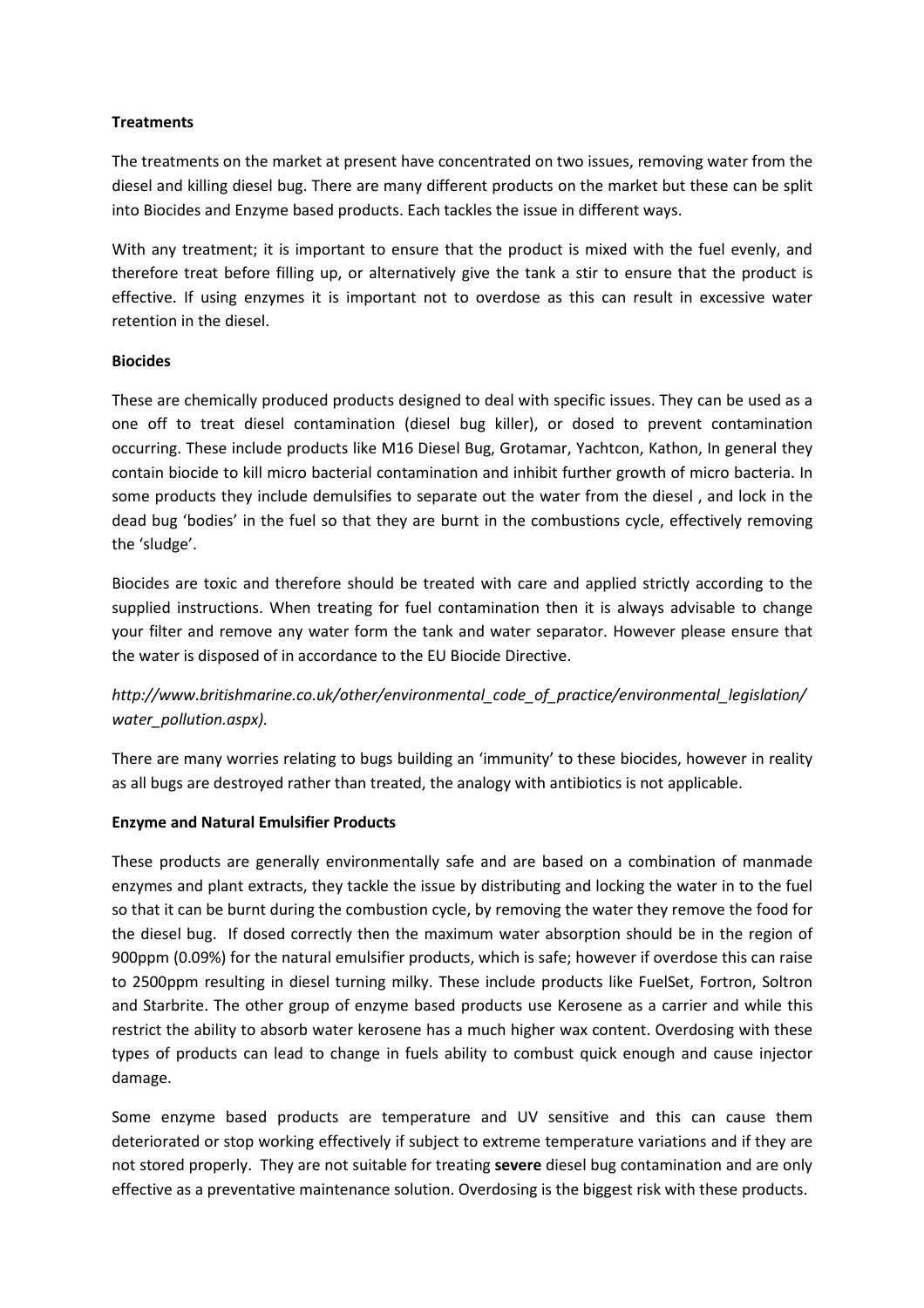**Treatments**

The treatments on the market at present have concentrated on two issues, removing water from the diesel and killing diesel bug. There are many different products on the market but these can be split into Biocides and Enzyme based products. Each tackles the issue in different ways.

With any treatment; it is important to ensure that the product is mixed with the fuel evenly, and therefore treat before filling up, or alternatively give the tank a stir to ensure that the product is effective. If using enzymes it is important not to overdose as this can result in excessive water retention in the diesel.

**Biocides**

These are chemically produced products designed to deal with specific issues. They can be used as a one off to treat diesel contamination (diesel bug killer), or dosed to prevent contamination occurring. These include products like M16 Diesel Bug, Grotamar, Yachtcon, Kathon, In general they contain biocide to kill micro bacterial contamination and inhibit further growth of micro bacteria. In some products they include demulsifies to separate out the water from the diesel , and lock in the dead bug 'bodies' in the fuel so that they are burnt in the combustions cycle, effectively removing the 'sludge'.

Biocides are toxic and therefore should be treated with care and applied strictly according to the supplied instructions. When treating for fuel contamination then it is always advisable to change your filter and remove any water form the tank and water separator. However please ensure that the water is disposed of in accordance to the EU Biocide Directive.

*http://www.britishmarine.co.uk/other/environmental_code_of_practice/environmental_legislation/water_pollution.aspx).*

There are many worries relating to bugs building an 'immunity' to these biocides, however in reality as all bugs are destroyed rather than treated, the analogy with antibiotics is not applicable.

**Enzyme and Natural Emulsifier Products**

These products are generally environmentally safe and are based on a combination of manmade enzymes and plant extracts, they tackle the issue by distributing and locking the water in to the fuel so that it can be burnt during the combustion cycle, by removing the water they remove the food for the diesel bug. If dosed correctly then the maximum water absorption should be in the region of 900ppm (0.09%) for the natural emulsifier products, which is safe; however if overdose this can raise to 2500ppm resulting in diesel turning milky. These include products like FuelSet, Fortron, Soltron and Starbrite. The other group of enzyme based products use Kerosene as a carrier and while this restrict the ability to absorb water kerosene has a much higher wax content. Overdosing with these types of products can lead to change in fuels ability to combust quick enough and cause injector damage.

Some enzyme based products are temperature and UV sensitive and this can cause them deteriorated or stop working effectively if subject to extreme temperature variations and if they are not stored properly. They are not suitable for treating **severe** diesel bug contamination and are only effective as a preventative maintenance solution. Overdosing is the biggest risk with these products.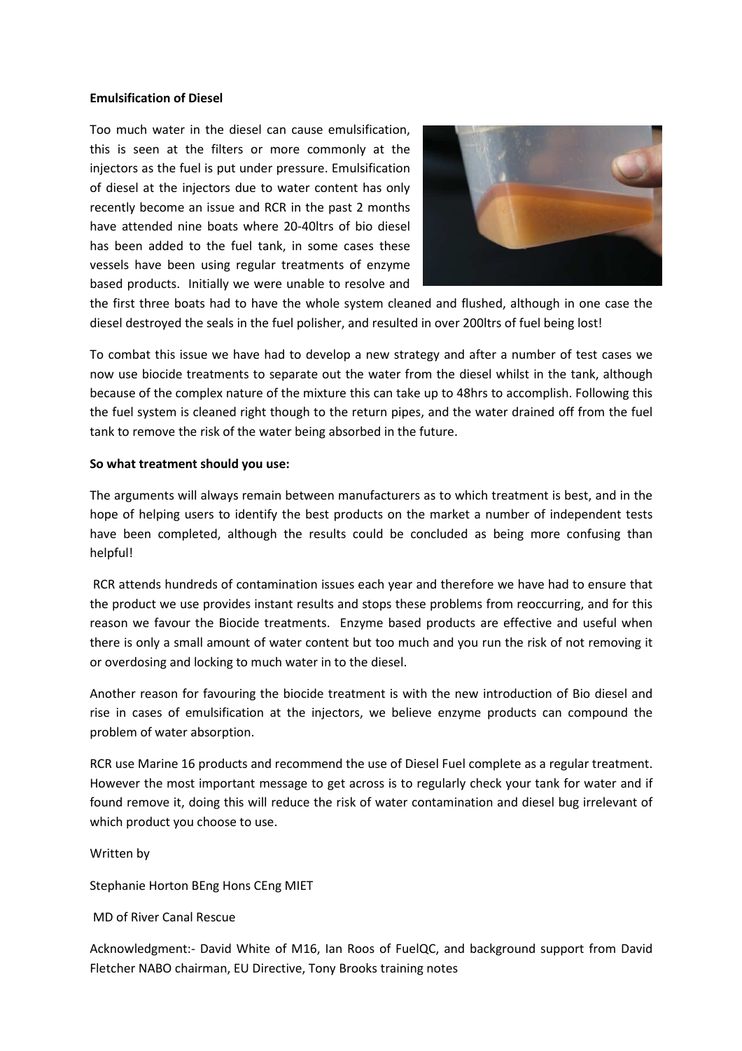**Emulsification of Diesel**

Too much water in the diesel can cause emulsification, this is seen at the filters or more commonly at the injectors as the fuel is put under pressure. Emulsification of diesel at the injectors due to water content has only recently become an issue and RCR in the past 2 months have attended nine boats where 20-40ltrs of bio diesel has been added to the fuel tank, in some cases these vessels have been using regular treatments of enzyme based products. Initially we were unable to resolve and the first three boats had to have the whole system cleaned and flushed, although in one case the diesel destroyed the seals in the fuel polisher, and resulted in over 200ltrs of fuel being lost!

To combat this issue we have had to develop a new strategy and after a number of test cases we now use biocide treatments to separate out the water from the diesel whilst in the tank, although because of the complex nature of the mixture this can take up to 48hrs to accomplish. Following this the fuel system is cleaned right though to the return pipes, and the water drained off from the fuel tank to remove the risk of the water being absorbed in the future.

**So what treatment should you use:**

The arguments will always remain between manufacturers as to which treatment is best, and in the hope of helping users to identify the best products on the market a number of independent tests have been completed, although the results could be concluded as being more confusing than helpful!

RCR attends hundreds of contamination issues each year and therefore we have had to ensure that the product we use provides instant results and stops these problems from reoccurring, and for this reason we favour the Biocide treatments. Enzyme based products are effective and useful when there is only a small amount of water content but too much and you run the risk of not removing it or overdosing and locking to much water in to the diesel.

Another reason for favouring the biocide treatment is with the new introduction of Bio diesel and rise in cases of emulsification at the injectors, we believe enzyme products can compound the problem of water absorption.

RCR use Marine 16 products and recommend the use of Diesel Fuel complete as a regular treatment. However the most important message to get across is to regularly check your tank for water and if found remove it, doing this will reduce the risk of water contamination and diesel bug irrelevant of which product you choose to use.

Written by

Stephanie Horton BEng Hons CEng MIET

MD of River Canal Rescue

Acknowledgment:- David White of M16, Ian Roos of FuelQC, and background support from David Fletcher NABO chairman, EU Directive, Tony Brooks training notes